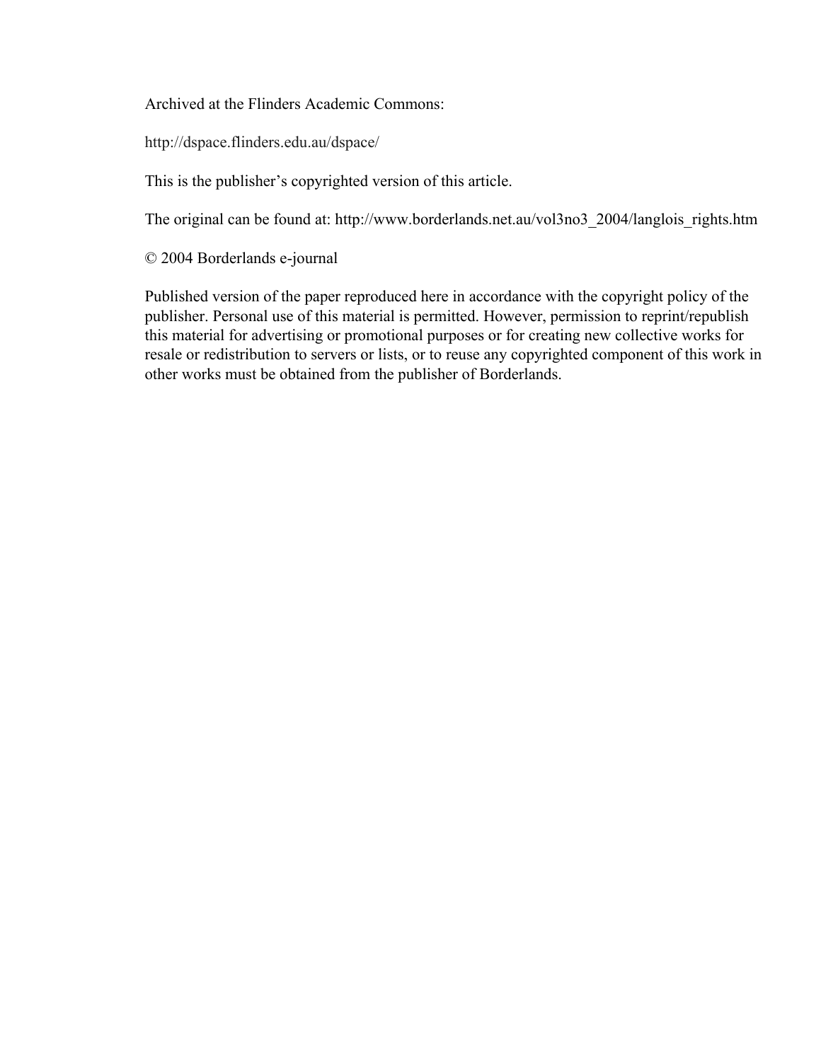Archived at the Flinders Academic Commons:

http://dspace.flinders.edu.au/dspace/

This is the publisher's copyrighted version of this article.

The original can be found at: http://www.borderlands.net.au/vol3no3_2004/langlois_rights.htm

© 2004 Borderlands e-journal

Published version of the paper reproduced here in accordance with the copyright policy of the publisher. Personal use of this material is permitted. However, permission to reprint/republish this material for advertising or promotional purposes or for creating new collective works for resale or redistribution to servers or lists, or to reuse any copyrighted component of this work in other works must be obtained from the publisher of Borderlands.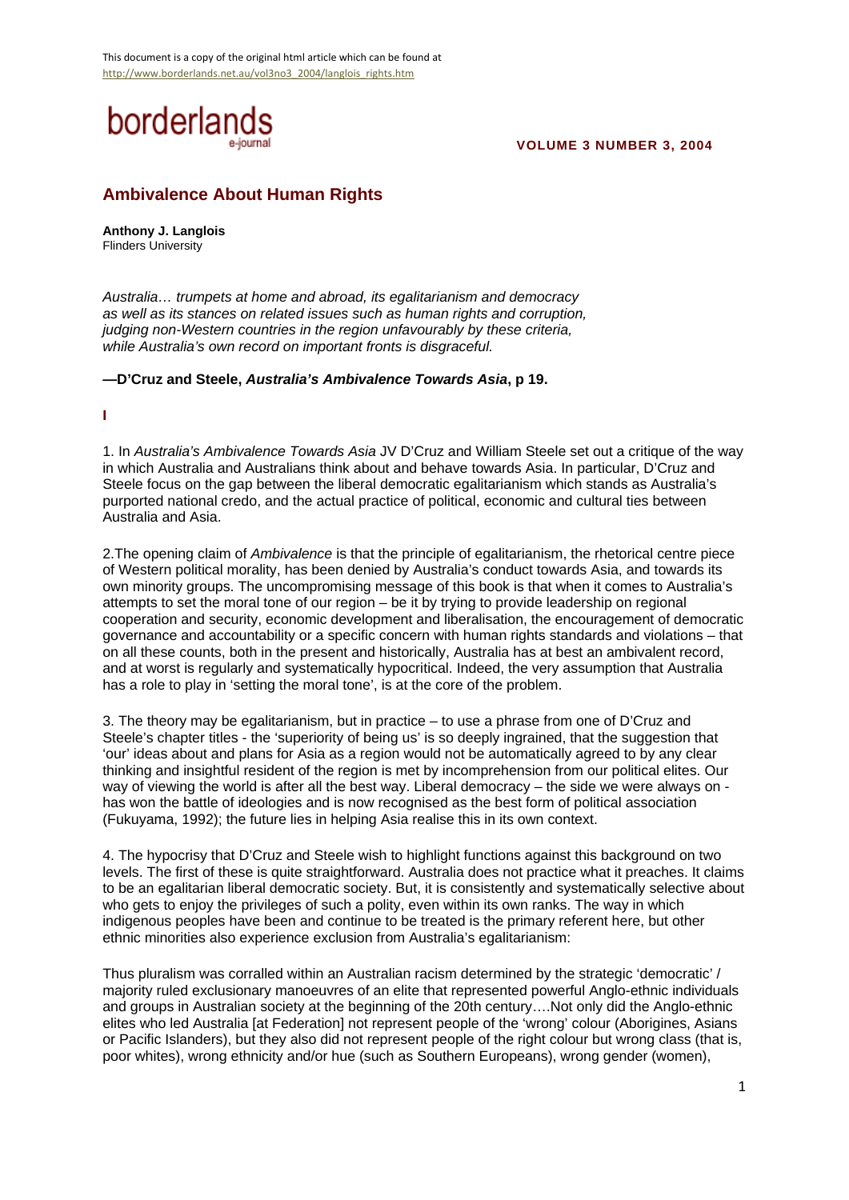This document is a copy of the original html article which can be found at http://www.borderlands.net.au/vol3no3_2004/langlois_rights.htm

borderlands e-journal

**VOLUME 3 NUMBER 3, 2004**

## Ambivalence About Human Rights

**Anthony J. Langlois**
Flinders University

*Australia… trumpets at home and abroad, its egalitarianism and democracy as well as its stances on related issues such as human rights and corruption, judging non-Western countries in the region unfavourably by these criteria, while Australia's own record on important fronts is disgraceful.*

**—D'Cruz and Steele, *Australia's Ambivalence Towards Asia*, p 19.**

**I**

1. In *Australia's Ambivalence Towards Asia* JV D'Cruz and William Steele set out a critique of the way in which Australia and Australians think about and behave towards Asia. In particular, D'Cruz and Steele focus on the gap between the liberal democratic egalitarianism which stands as Australia's purported national credo, and the actual practice of political, economic and cultural ties between Australia and Asia.

2.The opening claim of *Ambivalence* is that the principle of egalitarianism, the rhetorical centre piece of Western political morality, has been denied by Australia's conduct towards Asia, and towards its own minority groups. The uncompromising message of this book is that when it comes to Australia's attempts to set the moral tone of our region – be it by trying to provide leadership on regional cooperation and security, economic development and liberalisation, the encouragement of democratic governance and accountability or a specific concern with human rights standards and violations – that on all these counts, both in the present and historically, Australia has at best an ambivalent record, and at worst is regularly and systematically hypocritical. Indeed, the very assumption that Australia has a role to play in 'setting the moral tone', is at the core of the problem.

3. The theory may be egalitarianism, but in practice – to use a phrase from one of D'Cruz and Steele's chapter titles - the 'superiority of being us' is so deeply ingrained, that the suggestion that 'our' ideas about and plans for Asia as a region would not be automatically agreed to by any clear thinking and insightful resident of the region is met by incomprehension from our political elites. Our way of viewing the world is after all the best way. Liberal democracy – the side we were always on - has won the battle of ideologies and is now recognised as the best form of political association (Fukuyama, 1992); the future lies in helping Asia realise this in its own context.

4. The hypocrisy that D'Cruz and Steele wish to highlight functions against this background on two levels. The first of these is quite straightforward. Australia does not practice what it preaches. It claims to be an egalitarian liberal democratic society. But, it is consistently and systematically selective about who gets to enjoy the privileges of such a polity, even within its own ranks. The way in which indigenous peoples have been and continue to be treated is the primary referent here, but other ethnic minorities also experience exclusion from Australia's egalitarianism:

Thus pluralism was corralled within an Australian racism determined by the strategic 'democratic' / majority ruled exclusionary manoeuvres of an elite that represented powerful Anglo-ethnic individuals and groups in Australian society at the beginning of the 20th century….Not only did the Anglo-ethnic elites who led Australia [at Federation] not represent people of the 'wrong' colour (Aborigines, Asians or Pacific Islanders), but they also did not represent people of the right colour but wrong class (that is, poor whites), wrong ethnicity and/or hue (such as Southern Europeans), wrong gender (women),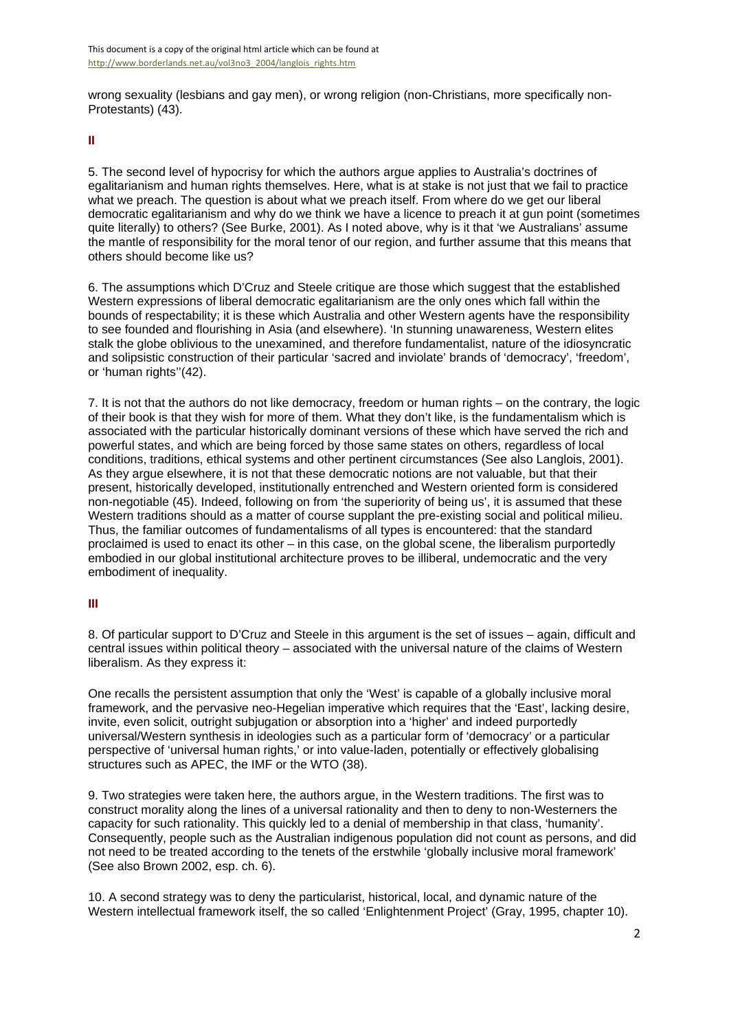wrong sexuality (lesbians and gay men), or wrong religion (non-Christians, more specifically non-Protestants) (43).

**II**

5. The second level of hypocrisy for which the authors argue applies to Australia's doctrines of egalitarianism and human rights themselves. Here, what is at stake is not just that we fail to practice what we preach. The question is about what we preach itself. From where do we get our liberal democratic egalitarianism and why do we think we have a licence to preach it at gun point (sometimes quite literally) to others? (See Burke, 2001). As I noted above, why is it that 'we Australians' assume the mantle of responsibility for the moral tenor of our region, and further assume that this means that others should become like us?

6. The assumptions which D'Cruz and Steele critique are those which suggest that the established Western expressions of liberal democratic egalitarianism are the only ones which fall within the bounds of respectability; it is these which Australia and other Western agents have the responsibility to see founded and flourishing in Asia (and elsewhere). 'In stunning unawareness, Western elites stalk the globe oblivious to the unexamined, and therefore fundamentalist, nature of the idiosyncratic and solipsistic construction of their particular 'sacred and inviolate' brands of 'democracy', 'freedom', or 'human rights''(42).

7. It is not that the authors do not like democracy, freedom or human rights – on the contrary, the logic of their book is that they wish for more of them. What they don't like, is the fundamentalism which is associated with the particular historically dominant versions of these which have served the rich and powerful states, and which are being forced by those same states on others, regardless of local conditions, traditions, ethical systems and other pertinent circumstances (See also Langlois, 2001). As they argue elsewhere, it is not that these democratic notions are not valuable, but that their present, historically developed, institutionally entrenched and Western oriented form is considered non-negotiable (45). Indeed, following on from 'the superiority of being us', it is assumed that these Western traditions should as a matter of course supplant the pre-existing social and political milieu. Thus, the familiar outcomes of fundamentalisms of all types is encountered: that the standard proclaimed is used to enact its other – in this case, on the global scene, the liberalism purportedly embodied in our global institutional architecture proves to be illiberal, undemocratic and the very embodiment of inequality.

**III**

8. Of particular support to D'Cruz and Steele in this argument is the set of issues – again, difficult and central issues within political theory – associated with the universal nature of the claims of Western liberalism. As they express it:

One recalls the persistent assumption that only the 'West' is capable of a globally inclusive moral framework, and the pervasive neo-Hegelian imperative which requires that the 'East', lacking desire, invite, even solicit, outright subjugation or absorption into a 'higher' and indeed purportedly universal/Western synthesis in ideologies such as a particular form of 'democracy' or a particular perspective of 'universal human rights,' or into value-laden, potentially or effectively globalising structures such as APEC, the IMF or the WTO (38).

9. Two strategies were taken here, the authors argue, in the Western traditions. The first was to construct morality along the lines of a universal rationality and then to deny to non-Westerners the capacity for such rationality. This quickly led to a denial of membership in that class, 'humanity'. Consequently, people such as the Australian indigenous population did not count as persons, and did not need to be treated according to the tenets of the erstwhile 'globally inclusive moral framework' (See also Brown 2002, esp. ch. 6).

10. A second strategy was to deny the particularist, historical, local, and dynamic nature of the Western intellectual framework itself, the so called 'Enlightenment Project' (Gray, 1995, chapter 10).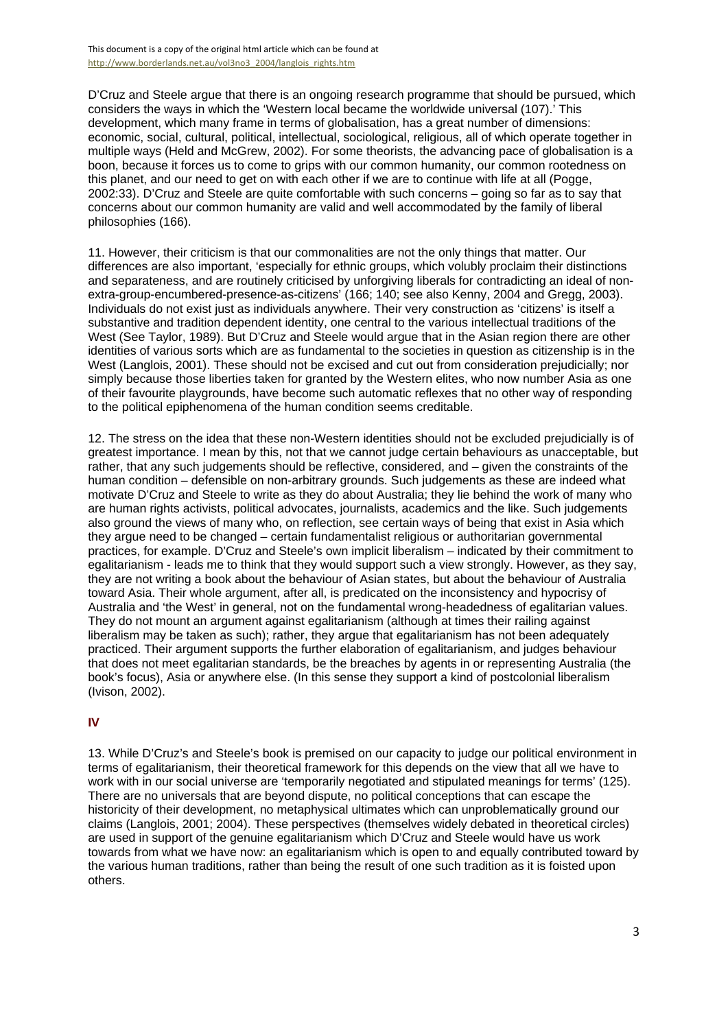D'Cruz and Steele argue that there is an ongoing research programme that should be pursued, which considers the ways in which the 'Western local became the worldwide universal (107).' This development, which many frame in terms of globalisation, has a great number of dimensions: economic, social, cultural, political, intellectual, sociological, religious, all of which operate together in multiple ways (Held and McGrew, 2002). For some theorists, the advancing pace of globalisation is a boon, because it forces us to come to grips with our common humanity, our common rootedness on this planet, and our need to get on with each other if we are to continue with life at all (Pogge, 2002:33). D'Cruz and Steele are quite comfortable with such concerns – going so far as to say that concerns about our common humanity are valid and well accommodated by the family of liberal philosophies (166).

11. However, their criticism is that our commonalities are not the only things that matter. Our differences are also important, 'especially for ethnic groups, which volubly proclaim their distinctions and separateness, and are routinely criticised by unforgiving liberals for contradicting an ideal of non-extra-group-encumbered-presence-as-citizens' (166; 140; see also Kenny, 2004 and Gregg, 2003). Individuals do not exist just as individuals anywhere. Their very construction as 'citizens' is itself a substantive and tradition dependent identity, one central to the various intellectual traditions of the West (See Taylor, 1989). But D'Cruz and Steele would argue that in the Asian region there are other identities of various sorts which are as fundamental to the societies in question as citizenship is in the West (Langlois, 2001). These should not be excised and cut out from consideration prejudicially; nor simply because those liberties taken for granted by the Western elites, who now number Asia as one of their favourite playgrounds, have become such automatic reflexes that no other way of responding to the political epiphenomena of the human condition seems creditable.

12. The stress on the idea that these non-Western identities should not be excluded prejudicially is of greatest importance. I mean by this, not that we cannot judge certain behaviours as unacceptable, but rather, that any such judgements should be reflective, considered, and – given the constraints of the human condition – defensible on non-arbitrary grounds. Such judgements as these are indeed what motivate D'Cruz and Steele to write as they do about Australia; they lie behind the work of many who are human rights activists, political advocates, journalists, academics and the like. Such judgements also ground the views of many who, on reflection, see certain ways of being that exist in Asia which they argue need to be changed – certain fundamentalist religious or authoritarian governmental practices, for example. D'Cruz and Steele's own implicit liberalism – indicated by their commitment to egalitarianism - leads me to think that they would support such a view strongly. However, as they say, they are not writing a book about the behaviour of Asian states, but about the behaviour of Australia toward Asia. Their whole argument, after all, is predicated on the inconsistency and hypocrisy of Australia and 'the West' in general, not on the fundamental wrong-headedness of egalitarian values. They do not mount an argument against egalitarianism (although at times their railing against liberalism may be taken as such); rather, they argue that egalitarianism has not been adequately practiced. Their argument supports the further elaboration of egalitarianism, and judges behaviour that does not meet egalitarian standards, be the breaches by agents in or representing Australia (the book's focus), Asia or anywhere else. (In this sense they support a kind of postcolonial liberalism (Ivison, 2002).

## IV

13. While D'Cruz's and Steele's book is premised on our capacity to judge our political environment in terms of egalitarianism, their theoretical framework for this depends on the view that all we have to work with in our social universe are 'temporarily negotiated and stipulated meanings for terms' (125). There are no universals that are beyond dispute, no political conceptions that can escape the historicity of their development, no metaphysical ultimates which can unproblematically ground our claims (Langlois, 2001; 2004). These perspectives (themselves widely debated in theoretical circles) are used in support of the genuine egalitarianism which D'Cruz and Steele would have us work towards from what we have now: an egalitarianism which is open to and equally contributed toward by the various human traditions, rather than being the result of one such tradition as it is foisted upon others.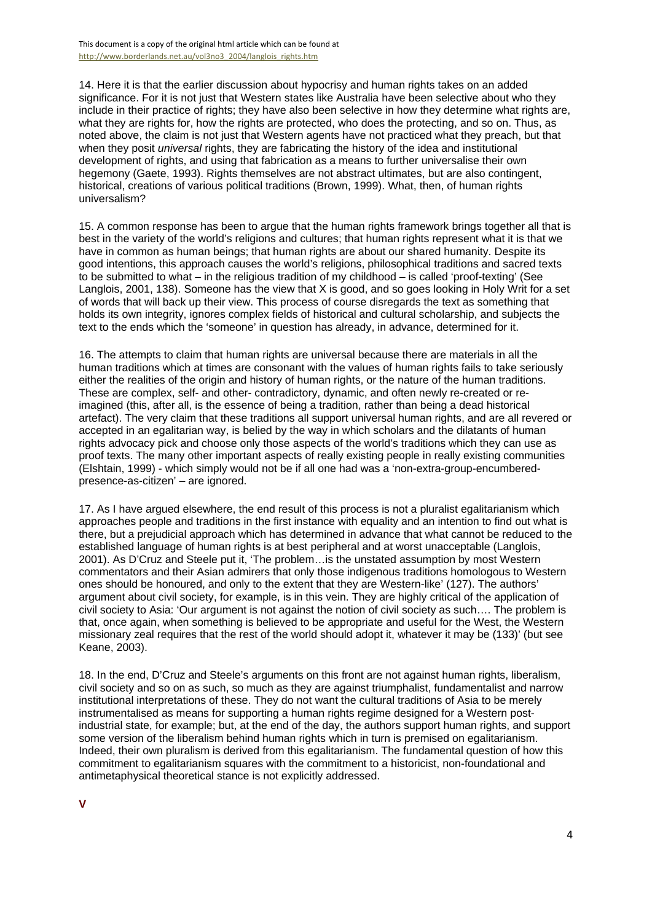14. Here it is that the earlier discussion about hypocrisy and human rights takes on an added significance. For it is not just that Western states like Australia have been selective about who they include in their practice of rights; they have also been selective in how they determine what rights are, what they are rights for, how the rights are protected, who does the protecting, and so on. Thus, as noted above, the claim is not just that Western agents have not practiced what they preach, but that when they posit *universal* rights, they are fabricating the history of the idea and institutional development of rights, and using that fabrication as a means to further universalise their own hegemony (Gaete, 1993). Rights themselves are not abstract ultimates, but are also contingent, historical, creations of various political traditions (Brown, 1999). What, then, of human rights universalism?

15. A common response has been to argue that the human rights framework brings together all that is best in the variety of the world's religions and cultures; that human rights represent what it is that we have in common as human beings; that human rights are about our shared humanity. Despite its good intentions, this approach causes the world's religions, philosophical traditions and sacred texts to be submitted to what – in the religious tradition of my childhood – is called 'proof-texting' (See Langlois, 2001, 138). Someone has the view that X is good, and so goes looking in Holy Writ for a set of words that will back up their view. This process of course disregards the text as something that holds its own integrity, ignores complex fields of historical and cultural scholarship, and subjects the text to the ends which the 'someone' in question has already, in advance, determined for it.

16. The attempts to claim that human rights are universal because there are materials in all the human traditions which at times are consonant with the values of human rights fails to take seriously either the realities of the origin and history of human rights, or the nature of the human traditions. These are complex, self- and other- contradictory, dynamic, and often newly re-created or re-imagined (this, after all, is the essence of being a tradition, rather than being a dead historical artefact). The very claim that these traditions all support universal human rights, and are all revered or accepted in an egalitarian way, is belied by the way in which scholars and the dilatants of human rights advocacy pick and choose only those aspects of the world's traditions which they can use as proof texts. The many other important aspects of really existing people in really existing communities (Elshtain, 1999) - which simply would not be if all one had was a 'non-extra-group-encumbered-presence-as-citizen' – are ignored.

17. As I have argued elsewhere, the end result of this process is not a pluralist egalitarianism which approaches people and traditions in the first instance with equality and an intention to find out what is there, but a prejudicial approach which has determined in advance that what cannot be reduced to the established language of human rights is at best peripheral and at worst unacceptable (Langlois, 2001). As D'Cruz and Steele put it, 'The problem…is the unstated assumption by most Western commentators and their Asian admirers that only those indigenous traditions homologous to Western ones should be honoured, and only to the extent that they are Western-like' (127). The authors' argument about civil society, for example, is in this vein. They are highly critical of the application of civil society to Asia: 'Our argument is not against the notion of civil society as such…. The problem is that, once again, when something is believed to be appropriate and useful for the West, the Western missionary zeal requires that the rest of the world should adopt it, whatever it may be (133)' (but see Keane, 2003).

18. In the end, D'Cruz and Steele's arguments on this front are not against human rights, liberalism, civil society and so on as such, so much as they are against triumphalist, fundamentalist and narrow institutional interpretations of these. They do not want the cultural traditions of Asia to be merely instrumentalised as means for supporting a human rights regime designed for a Western post-industrial state, for example; but, at the end of the day, the authors support human rights, and support some version of the liberalism behind human rights which in turn is premised on egalitarianism. Indeed, their own pluralism is derived from this egalitarianism. The fundamental question of how this commitment to egalitarianism squares with the commitment to a historicist, non-foundational and antimetaphysical theoretical stance is not explicitly addressed.

## V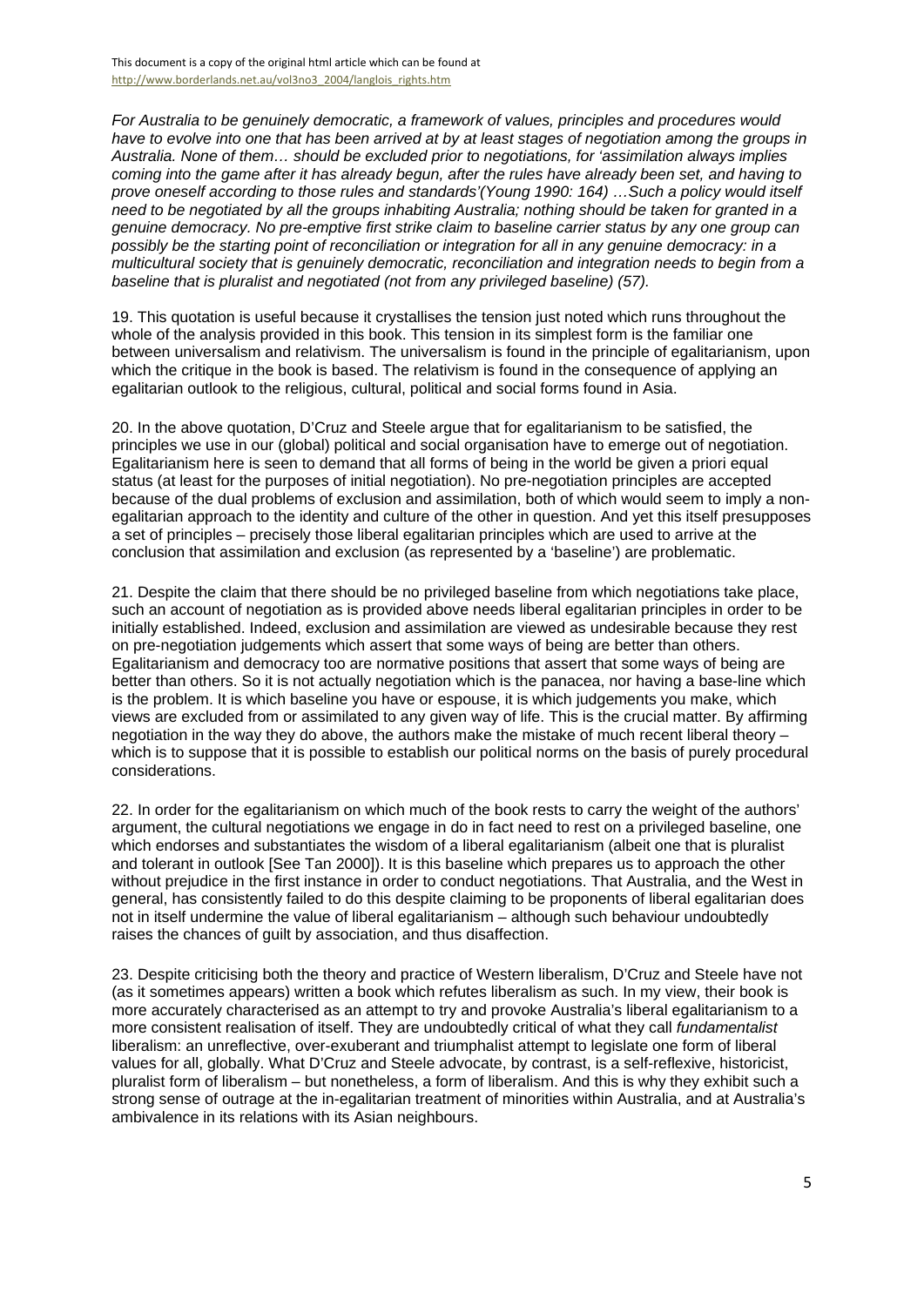*For Australia to be genuinely democratic, a framework of values, principles and procedures would have to evolve into one that has been arrived at by at least stages of negotiation among the groups in Australia. None of them… should be excluded prior to negotiations, for 'assimilation always implies coming into the game after it has already begun, after the rules have already been set, and having to prove oneself according to those rules and standards'(Young 1990: 164) …Such a policy would itself need to be negotiated by all the groups inhabiting Australia; nothing should be taken for granted in a genuine democracy. No pre-emptive first strike claim to baseline carrier status by any one group can possibly be the starting point of reconciliation or integration for all in any genuine democracy: in a multicultural society that is genuinely democratic, reconciliation and integration needs to begin from a baseline that is pluralist and negotiated (not from any privileged baseline) (57).*

19. This quotation is useful because it crystallises the tension just noted which runs throughout the whole of the analysis provided in this book. This tension in its simplest form is the familiar one between universalism and relativism. The universalism is found in the principle of egalitarianism, upon which the critique in the book is based. The relativism is found in the consequence of applying an egalitarian outlook to the religious, cultural, political and social forms found in Asia.

20. In the above quotation, D'Cruz and Steele argue that for egalitarianism to be satisfied, the principles we use in our (global) political and social organisation have to emerge out of negotiation. Egalitarianism here is seen to demand that all forms of being in the world be given a priori equal status (at least for the purposes of initial negotiation). No pre-negotiation principles are accepted because of the dual problems of exclusion and assimilation, both of which would seem to imply a non-egalitarian approach to the identity and culture of the other in question. And yet this itself presupposes a set of principles – precisely those liberal egalitarian principles which are used to arrive at the conclusion that assimilation and exclusion (as represented by a 'baseline') are problematic.

21. Despite the claim that there should be no privileged baseline from which negotiations take place, such an account of negotiation as is provided above needs liberal egalitarian principles in order to be initially established. Indeed, exclusion and assimilation are viewed as undesirable because they rest on pre-negotiation judgements which assert that some ways of being are better than others. Egalitarianism and democracy too are normative positions that assert that some ways of being are better than others. So it is not actually negotiation which is the panacea, nor having a base-line which is the problem. It is which baseline you have or espouse, it is which judgements you make, which views are excluded from or assimilated to any given way of life. This is the crucial matter. By affirming negotiation in the way they do above, the authors make the mistake of much recent liberal theory – which is to suppose that it is possible to establish our political norms on the basis of purely procedural considerations.

22. In order for the egalitarianism on which much of the book rests to carry the weight of the authors' argument, the cultural negotiations we engage in do in fact need to rest on a privileged baseline, one which endorses and substantiates the wisdom of a liberal egalitarianism (albeit one that is pluralist and tolerant in outlook [See Tan 2000]). It is this baseline which prepares us to approach the other without prejudice in the first instance in order to conduct negotiations. That Australia, and the West in general, has consistently failed to do this despite claiming to be proponents of liberal egalitarian does not in itself undermine the value of liberal egalitarianism – although such behaviour undoubtedly raises the chances of guilt by association, and thus disaffection.

23. Despite criticising both the theory and practice of Western liberalism, D'Cruz and Steele have not (as it sometimes appears) written a book which refutes liberalism as such. In my view, their book is more accurately characterised as an attempt to try and provoke Australia's liberal egalitarianism to a more consistent realisation of itself. They are undoubtedly critical of what they call *fundamentalist* liberalism: an unreflective, over-exuberant and triumphalist attempt to legislate one form of liberal values for all, globally. What D'Cruz and Steele advocate, by contrast, is a self-reflexive, historicist, pluralist form of liberalism – but nonetheless, a form of liberalism. And this is why they exhibit such a strong sense of outrage at the in-egalitarian treatment of minorities within Australia, and at Australia's ambivalence in its relations with its Asian neighbours.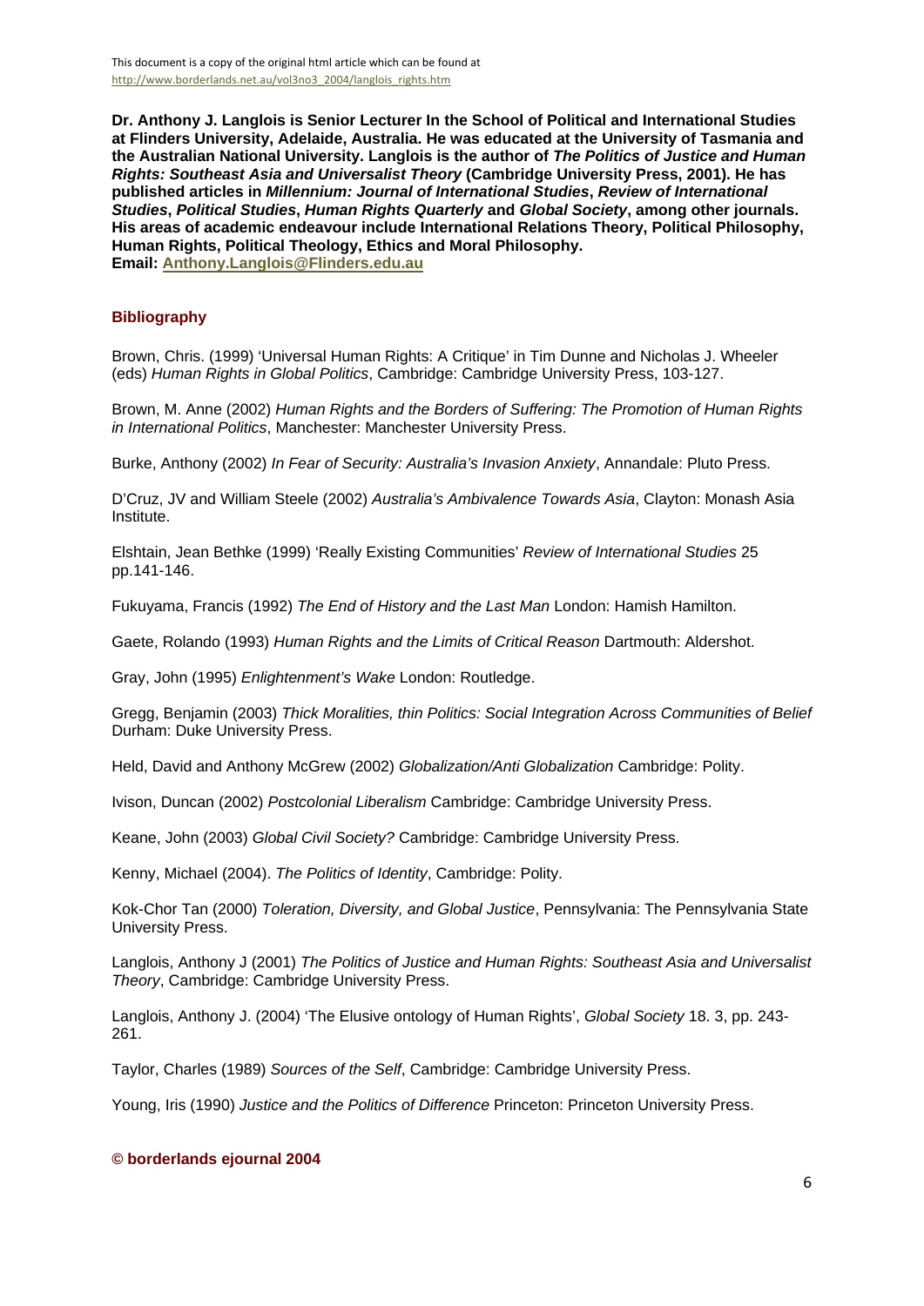This document is a copy of the original html article which can be found at http://www.borderlands.net.au/vol3no3_2004/langlois_rights.htm

**Dr. Anthony J. Langlois is Senior Lecturer In the School of Political and International Studies at Flinders University, Adelaide, Australia. He was educated at the University of Tasmania and the Australian National University. Langlois is the author of *The Politics of Justice and Human Rights: Southeast Asia and Universalist Theory* (Cambridge University Press, 2001). He has published articles in *Millennium: Journal of International Studies*, *Review of International Studies*, *Political Studies*, *Human Rights Quarterly* and *Global Society*, among other journals. His areas of academic endeavour include International Relations Theory, Political Philosophy, Human Rights, Political Theology, Ethics and Moral Philosophy.**
**Email: Anthony.Langlois@Flinders.edu.au**

## Bibliography

Brown, Chris. (1999) 'Universal Human Rights: A Critique' in Tim Dunne and Nicholas J. Wheeler (eds) *Human Rights in Global Politics*, Cambridge: Cambridge University Press, 103-127.

Brown, M. Anne (2002) *Human Rights and the Borders of Suffering: The Promotion of Human Rights in International Politics*, Manchester: Manchester University Press.

Burke, Anthony (2002) *In Fear of Security: Australia's Invasion Anxiety*, Annandale: Pluto Press.

D'Cruz, JV and William Steele (2002) *Australia's Ambivalence Towards Asia*, Clayton: Monash Asia Institute.

Elshtain, Jean Bethke (1999) 'Really Existing Communities' *Review of International Studies* 25 pp.141-146.

Fukuyama, Francis (1992) *The End of History and the Last Man* London: Hamish Hamilton.

Gaete, Rolando (1993) *Human Rights and the Limits of Critical Reason* Dartmouth: Aldershot.

Gray, John (1995) *Enlightenment's Wake* London: Routledge.

Gregg, Benjamin (2003) *Thick Moralities, thin Politics: Social Integration Across Communities of Belief* Durham: Duke University Press.

Held, David and Anthony McGrew (2002) *Globalization/Anti Globalization* Cambridge: Polity.

Ivison, Duncan (2002) *Postcolonial Liberalism* Cambridge: Cambridge University Press.

Keane, John (2003) *Global Civil Society?* Cambridge: Cambridge University Press.

Kenny, Michael (2004). *The Politics of Identity*, Cambridge: Polity.

Kok-Chor Tan (2000) *Toleration, Diversity, and Global Justice*, Pennsylvania: The Pennsylvania State University Press.

Langlois, Anthony J (2001) *The Politics of Justice and Human Rights: Southeast Asia and Universalist Theory*, Cambridge: Cambridge University Press.

Langlois, Anthony J. (2004) 'The Elusive ontology of Human Rights', *Global Society* 18. 3, pp. 243-261.

Taylor, Charles (1989) *Sources of the Self*, Cambridge: Cambridge University Press.

Young, Iris (1990) *Justice and the Politics of Difference* Princeton: Princeton University Press.

**© borderlands ejournal 2004**